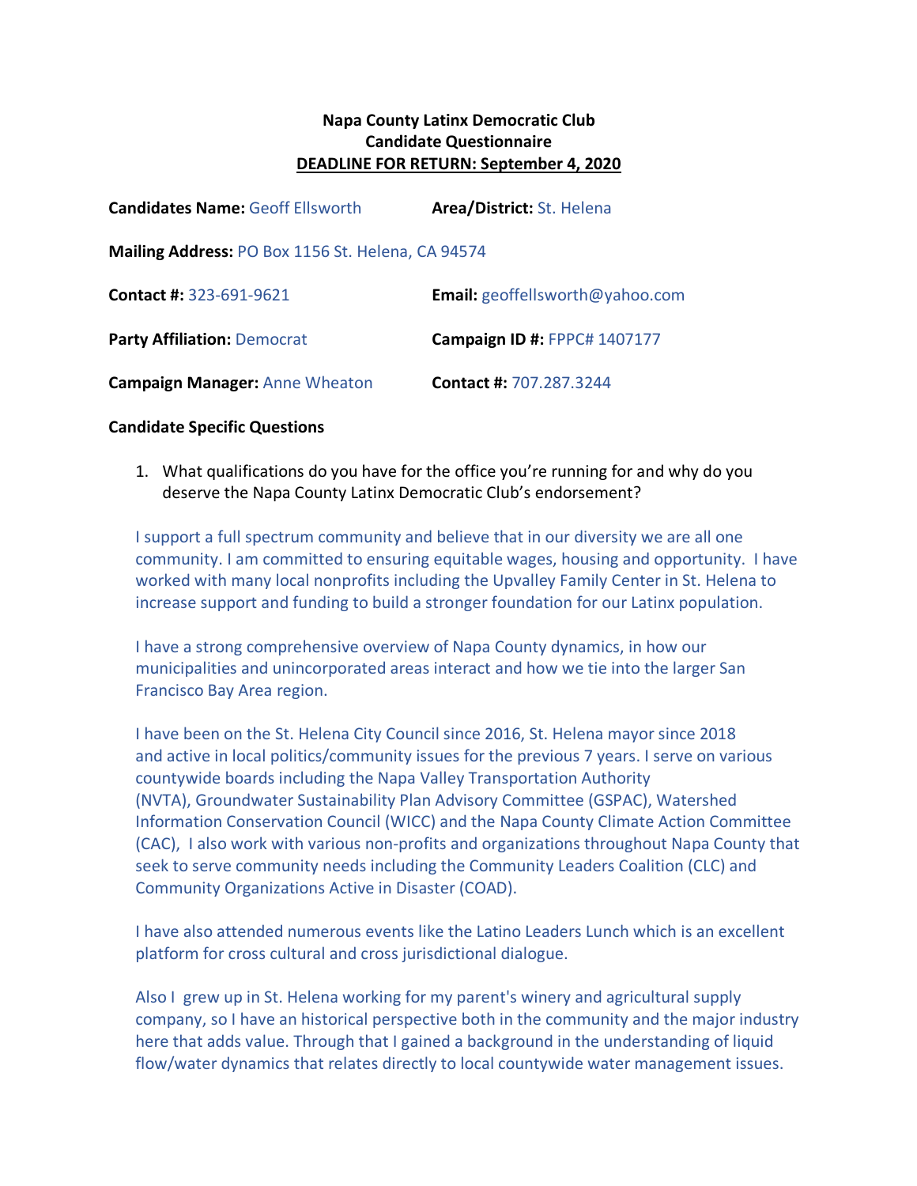**Napa County Latinx Democratic Club**
**Candidate Questionnaire**
**DEADLINE FOR RETURN: September 4, 2020**

**Candidates Name:** Geoff Ellsworth **Area/District:** St. Helena

**Mailing Address:** PO Box 1156 St. Helena, CA 94574

**Contact #:** 323-691-9621 **Email:** geoffellsworth@yahoo.com

**Party Affiliation:** Democrat **Campaign ID #:** FPPC# 1407177

**Campaign Manager:** Anne Wheaton **Contact #:** 707.287.3244

**Candidate Specific Questions**

1. What qualifications do you have for the office you're running for and why do you deserve the Napa County Latinx Democratic Club's endorsement?

I support a full spectrum community and believe that in our diversity we are all one community. I am committed to ensuring equitable wages, housing and opportunity. I have worked with many local nonprofits including the Upvalley Family Center in St. Helena to increase support and funding to build a stronger foundation for our Latinx population.

I have a strong comprehensive overview of Napa County dynamics, in how our municipalities and unincorporated areas interact and how we tie into the larger San Francisco Bay Area region.

I have been on the St. Helena City Council since 2016, St. Helena mayor since 2018 and active in local politics/community issues for the previous 7 years. I serve on various countywide boards including the Napa Valley Transportation Authority (NVTA), Groundwater Sustainability Plan Advisory Committee (GSPAC), Watershed Information Conservation Council (WICC) and the Napa County Climate Action Committee (CAC), I also work with various non-profits and organizations throughout Napa County that seek to serve community needs including the Community Leaders Coalition (CLC) and Community Organizations Active in Disaster (COAD).

I have also attended numerous events like the Latino Leaders Lunch which is an excellent platform for cross cultural and cross jurisdictional dialogue.

Also I grew up in St. Helena working for my parent's winery and agricultural supply company, so I have an historical perspective both in the community and the major industry here that adds value. Through that I gained a background in the understanding of liquid flow/water dynamics that relates directly to local countywide water management issues.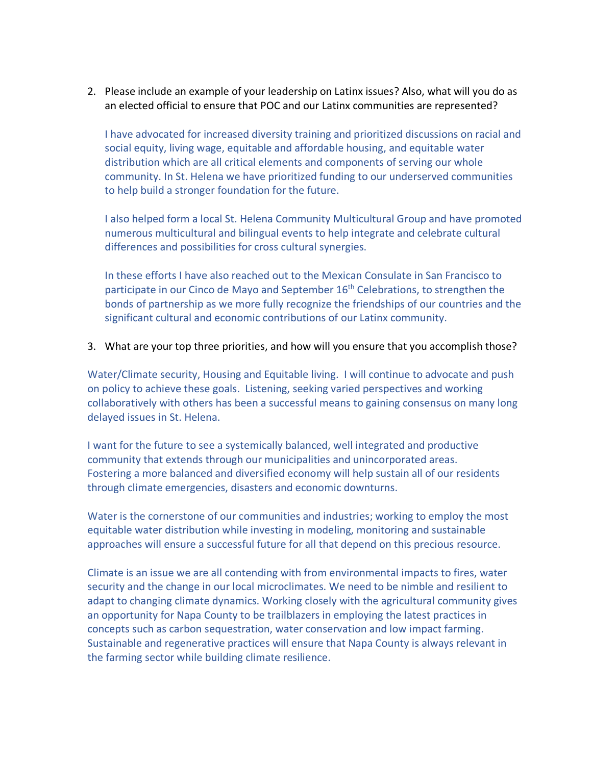2. Please include an example of your leadership on Latinx issues? Also, what will you do as an elected official to ensure that POC and our Latinx communities are represented?

   I have advocated for increased diversity training and prioritized discussions on racial and social equity, living wage, equitable and affordable housing, and equitable water distribution which are all critical elements and components of serving our whole community. In St. Helena we have prioritized funding to our underserved communities to help build a stronger foundation for the future.

   I also helped form a local St. Helena Community Multicultural Group and have promoted numerous multicultural and bilingual events to help integrate and celebrate cultural differences and possibilities for cross cultural synergies.

   In these efforts I have also reached out to the Mexican Consulate in San Francisco to participate in our Cinco de Mayo and September 16th Celebrations, to strengthen the bonds of partnership as we more fully recognize the friendships of our countries and the significant cultural and economic contributions of our Latinx community.

3. What are your top three priorities, and how will you ensure that you accomplish those?

Water/Climate security, Housing and Equitable living. I will continue to advocate and push on policy to achieve these goals. Listening, seeking varied perspectives and working collaboratively with others has been a successful means to gaining consensus on many long delayed issues in St. Helena.

I want for the future to see a systemically balanced, well integrated and productive community that extends through our municipalities and unincorporated areas. Fostering a more balanced and diversified economy will help sustain all of our residents through climate emergencies, disasters and economic downturns.

Water is the cornerstone of our communities and industries; working to employ the most equitable water distribution while investing in modeling, monitoring and sustainable approaches will ensure a successful future for all that depend on this precious resource.

Climate is an issue we are all contending with from environmental impacts to fires, water security and the change in our local microclimates. We need to be nimble and resilient to adapt to changing climate dynamics. Working closely with the agricultural community gives an opportunity for Napa County to be trailblazers in employing the latest practices in concepts such as carbon sequestration, water conservation and low impact farming. Sustainable and regenerative practices will ensure that Napa County is always relevant in the farming sector while building climate resilience.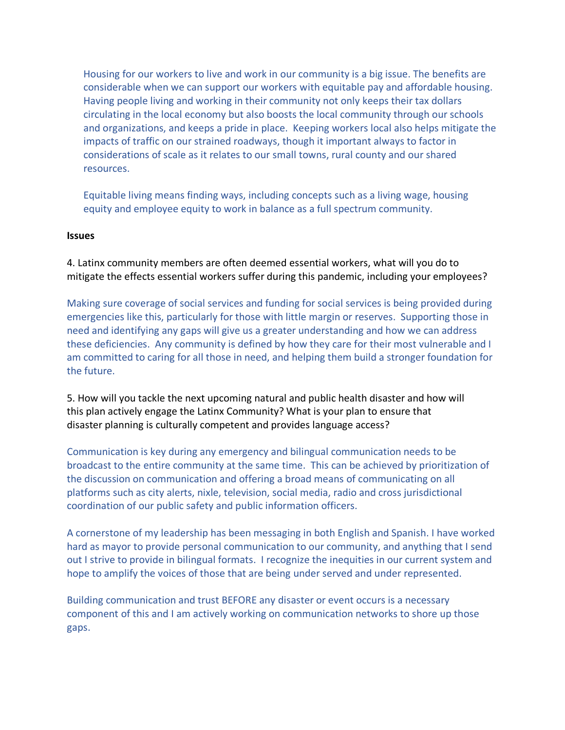Housing for our workers to live and work in our community is a big issue. The benefits are considerable when we can support our workers with equitable pay and affordable housing. Having people living and working in their community not only keeps their tax dollars circulating in the local economy but also boosts the local community through our schools and organizations, and keeps a pride in place. Keeping workers local also helps mitigate the impacts of traffic on our strained roadways, though it important always to factor in considerations of scale as it relates to our small towns, rural county and our shared resources.

Equitable living means finding ways, including concepts such as a living wage, housing equity and employee equity to work in balance as a full spectrum community.

**Issues**

4. Latinx community members are often deemed essential workers, what will you do to mitigate the effects essential workers suffer during this pandemic, including your employees?

Making sure coverage of social services and funding for social services is being provided during emergencies like this, particularly for those with little margin or reserves. Supporting those in need and identifying any gaps will give us a greater understanding and how we can address these deficiencies. Any community is defined by how they care for their most vulnerable and I am committed to caring for all those in need, and helping them build a stronger foundation for the future.

5. How will you tackle the next upcoming natural and public health disaster and how will this plan actively engage the Latinx Community? What is your plan to ensure that disaster planning is culturally competent and provides language access?

Communication is key during any emergency and bilingual communication needs to be broadcast to the entire community at the same time. This can be achieved by prioritization of the discussion on communication and offering a broad means of communicating on all platforms such as city alerts, nixle, television, social media, radio and cross jurisdictional coordination of our public safety and public information officers.

A cornerstone of my leadership has been messaging in both English and Spanish. I have worked hard as mayor to provide personal communication to our community, and anything that I send out I strive to provide in bilingual formats. I recognize the inequities in our current system and hope to amplify the voices of those that are being under served and under represented.

Building communication and trust BEFORE any disaster or event occurs is a necessary component of this and I am actively working on communication networks to shore up those gaps.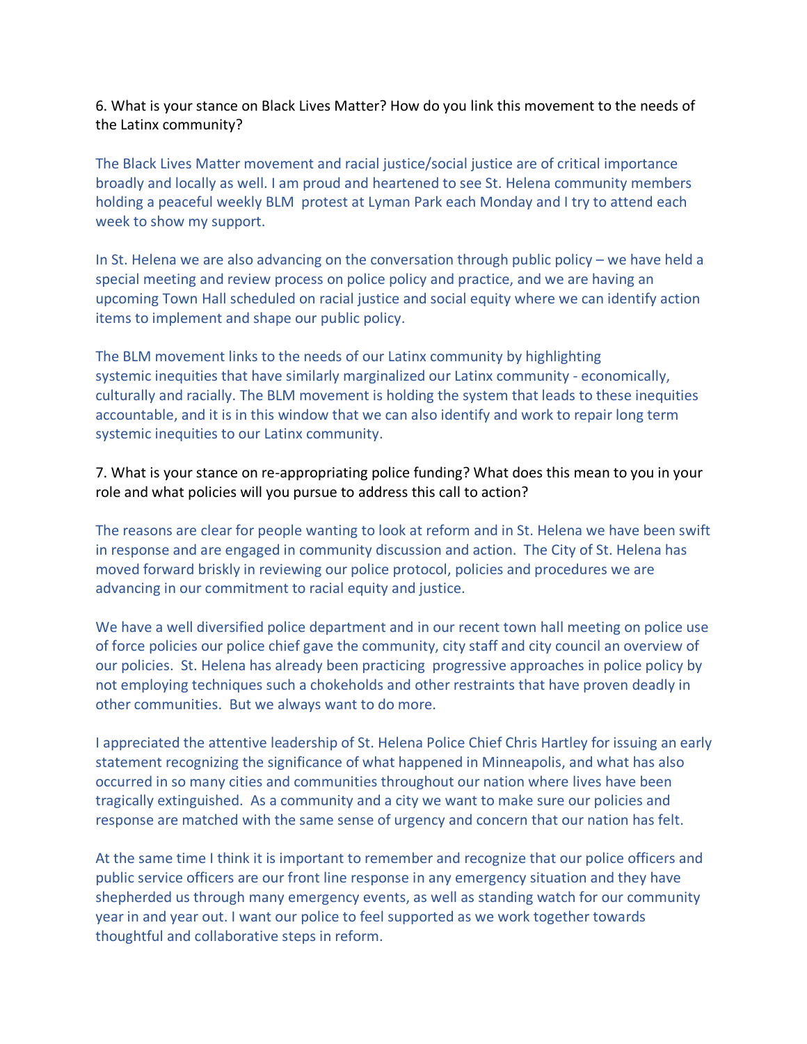6. What is your stance on Black Lives Matter? How do you link this movement to the needs of the Latinx community?

The Black Lives Matter movement and racial justice/social justice are of critical importance broadly and locally as well. I am proud and heartened to see St. Helena community members holding a peaceful weekly BLM protest at Lyman Park each Monday and I try to attend each week to show my support.

In St. Helena we are also advancing on the conversation through public policy – we have held a special meeting and review process on police policy and practice, and we are having an upcoming Town Hall scheduled on racial justice and social equity where we can identify action items to implement and shape our public policy.

The BLM movement links to the needs of our Latinx community by highlighting systemic inequities that have similarly marginalized our Latinx community - economically, culturally and racially. The BLM movement is holding the system that leads to these inequities accountable, and it is in this window that we can also identify and work to repair long term systemic inequities to our Latinx community.

7. What is your stance on re-appropriating police funding? What does this mean to you in your role and what policies will you pursue to address this call to action?

The reasons are clear for people wanting to look at reform and in St. Helena we have been swift in response and are engaged in community discussion and action. The City of St. Helena has moved forward briskly in reviewing our police protocol, policies and procedures we are advancing in our commitment to racial equity and justice.

We have a well diversified police department and in our recent town hall meeting on police use of force policies our police chief gave the community, city staff and city council an overview of our policies. St. Helena has already been practicing progressive approaches in police policy by not employing techniques such a chokeholds and other restraints that have proven deadly in other communities. But we always want to do more.

I appreciated the attentive leadership of St. Helena Police Chief Chris Hartley for issuing an early statement recognizing the significance of what happened in Minneapolis, and what has also occurred in so many cities and communities throughout our nation where lives have been tragically extinguished. As a community and a city we want to make sure our policies and response are matched with the same sense of urgency and concern that our nation has felt.

At the same time I think it is important to remember and recognize that our police officers and public service officers are our front line response in any emergency situation and they have shepherded us through many emergency events, as well as standing watch for our community year in and year out. I want our police to feel supported as we work together towards thoughtful and collaborative steps in reform.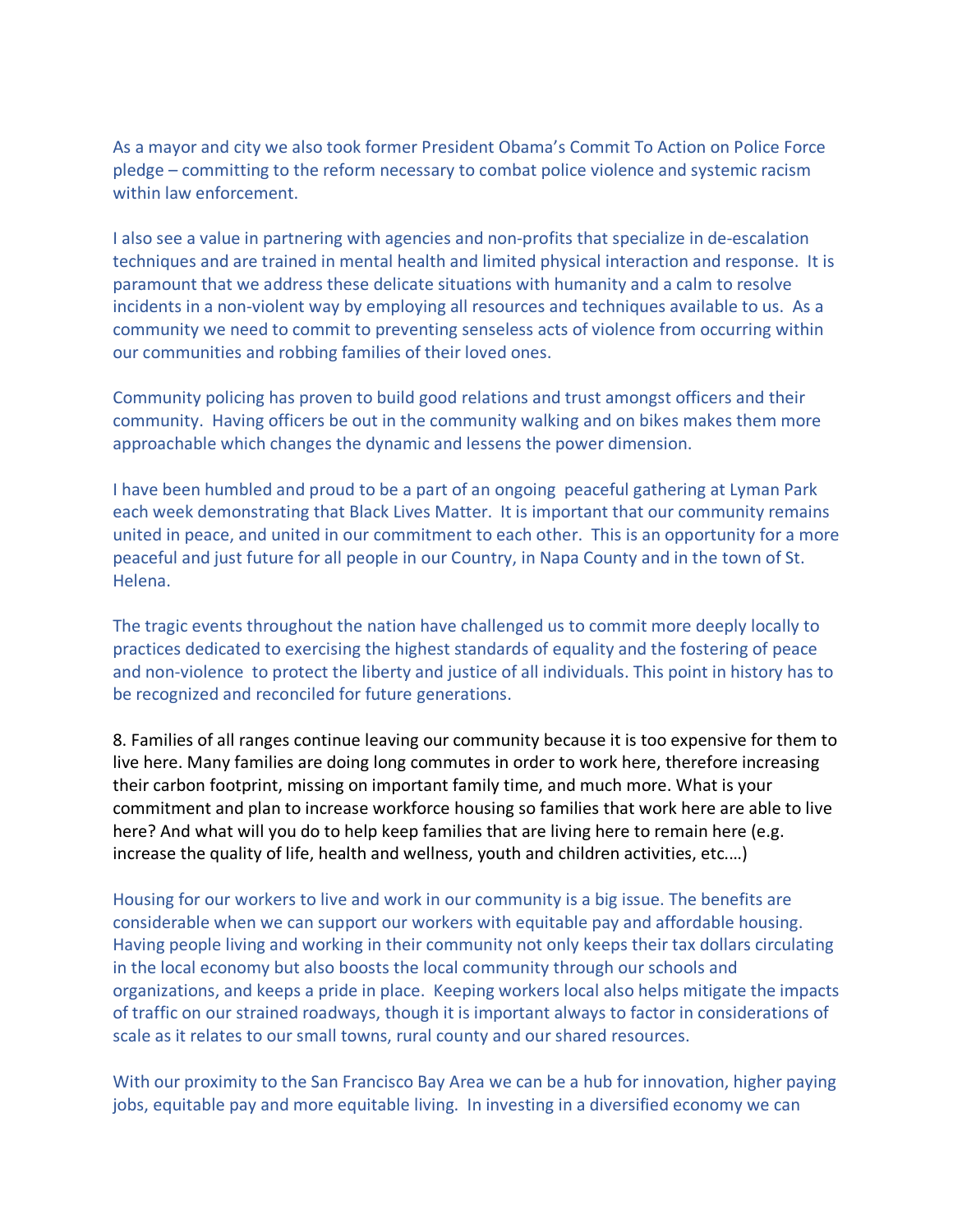As a mayor and city we also took former President Obama's Commit To Action on Police Force pledge – committing to the reform necessary to combat police violence and systemic racism within law enforcement.

I also see a value in partnering with agencies and non-profits that specialize in de-escalation techniques and are trained in mental health and limited physical interaction and response. It is paramount that we address these delicate situations with humanity and a calm to resolve incidents in a non-violent way by employing all resources and techniques available to us. As a community we need to commit to preventing senseless acts of violence from occurring within our communities and robbing families of their loved ones.

Community policing has proven to build good relations and trust amongst officers and their community. Having officers be out in the community walking and on bikes makes them more approachable which changes the dynamic and lessens the power dimension.

I have been humbled and proud to be a part of an ongoing peaceful gathering at Lyman Park each week demonstrating that Black Lives Matter. It is important that our community remains united in peace, and united in our commitment to each other. This is an opportunity for a more peaceful and just future for all people in our Country, in Napa County and in the town of St. Helena.

The tragic events throughout the nation have challenged us to commit more deeply locally to practices dedicated to exercising the highest standards of equality and the fostering of peace and non-violence to protect the liberty and justice of all individuals. This point in history has to be recognized and reconciled for future generations.

8. Families of all ranges continue leaving our community because it is too expensive for them to live here. Many families are doing long commutes in order to work here, therefore increasing their carbon footprint, missing on important family time, and much more. What is your commitment and plan to increase workforce housing so families that work here are able to live here? And what will you do to help keep families that are living here to remain here (e.g. increase the quality of life, health and wellness, youth and children activities, etc.…)

Housing for our workers to live and work in our community is a big issue. The benefits are considerable when we can support our workers with equitable pay and affordable housing. Having people living and working in their community not only keeps their tax dollars circulating in the local economy but also boosts the local community through our schools and organizations, and keeps a pride in place. Keeping workers local also helps mitigate the impacts of traffic on our strained roadways, though it is important always to factor in considerations of scale as it relates to our small towns, rural county and our shared resources.

With our proximity to the San Francisco Bay Area we can be a hub for innovation, higher paying jobs, equitable pay and more equitable living. In investing in a diversified economy we can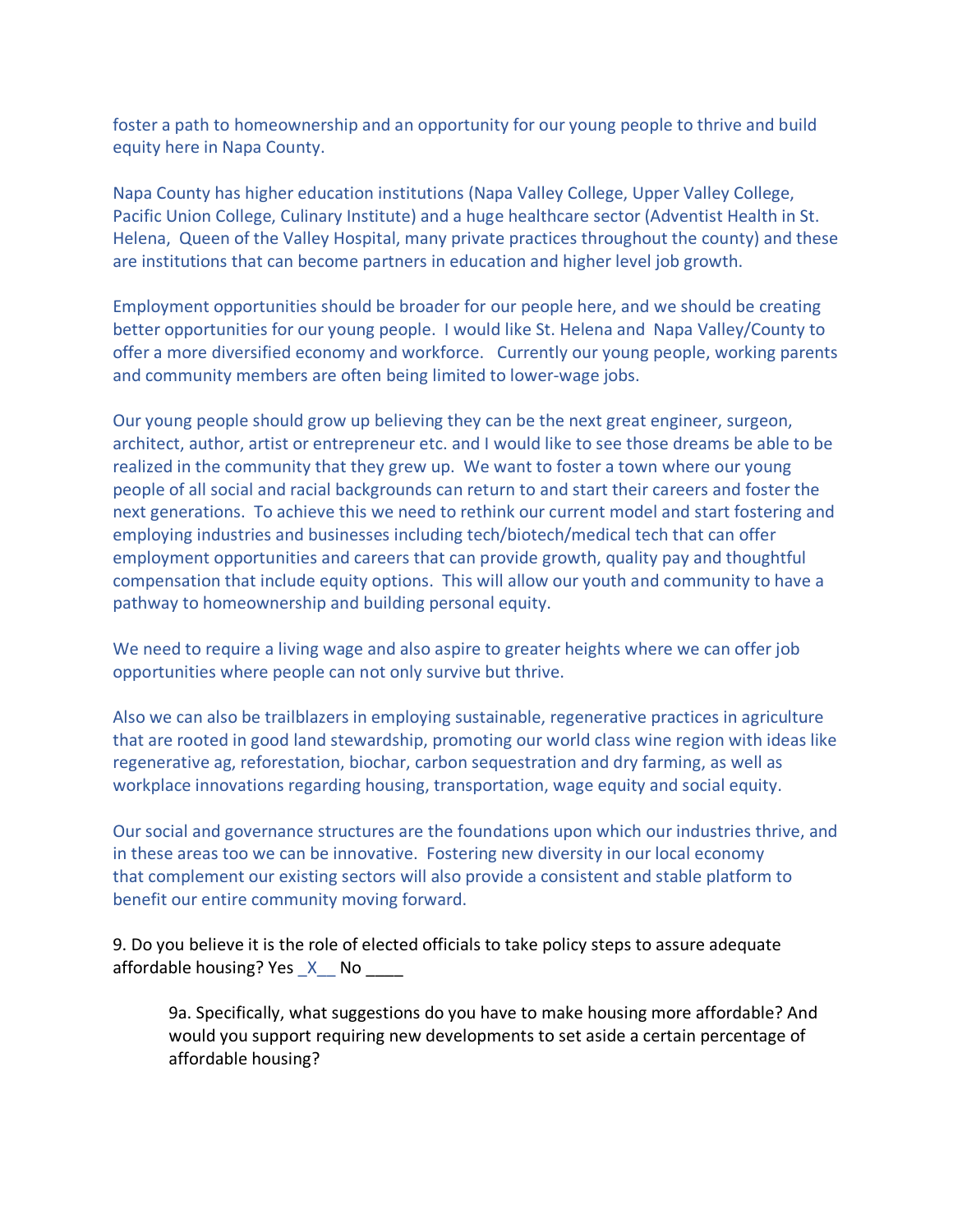foster a path to homeownership and an opportunity for our young people to thrive and build equity here in Napa County.

Napa County has higher education institutions (Napa Valley College, Upper Valley College, Pacific Union College, Culinary Institute) and a huge healthcare sector (Adventist Health in St. Helena, Queen of the Valley Hospital, many private practices throughout the county) and these are institutions that can become partners in education and higher level job growth.

Employment opportunities should be broader for our people here, and we should be creating better opportunities for our young people. I would like St. Helena and Napa Valley/County to offer a more diversified economy and workforce. Currently our young people, working parents and community members are often being limited to lower-wage jobs.

Our young people should grow up believing they can be the next great engineer, surgeon, architect, author, artist or entrepreneur etc. and I would like to see those dreams be able to be realized in the community that they grew up. We want to foster a town where our young people of all social and racial backgrounds can return to and start their careers and foster the next generations. To achieve this we need to rethink our current model and start fostering and employing industries and businesses including tech/biotech/medical tech that can offer employment opportunities and careers that can provide growth, quality pay and thoughtful compensation that include equity options. This will allow our youth and community to have a pathway to homeownership and building personal equity.

We need to require a living wage and also aspire to greater heights where we can offer job opportunities where people can not only survive but thrive.

Also we can also be trailblazers in employing sustainable, regenerative practices in agriculture that are rooted in good land stewardship, promoting our world class wine region with ideas like regenerative ag, reforestation, biochar, carbon sequestration and dry farming, as well as workplace innovations regarding housing, transportation, wage equity and social equity.

Our social and governance structures are the foundations upon which our industries thrive, and in these areas too we can be innovative. Fostering new diversity in our local economy that complement our existing sectors will also provide a consistent and stable platform to benefit our entire community moving forward.

9. Do you believe it is the role of elected officials to take policy steps to assure adequate affordable housing? Yes _X__ No ____

> 9a. Specifically, what suggestions do you have to make housing more affordable? And would you support requiring new developments to set aside a certain percentage of affordable housing?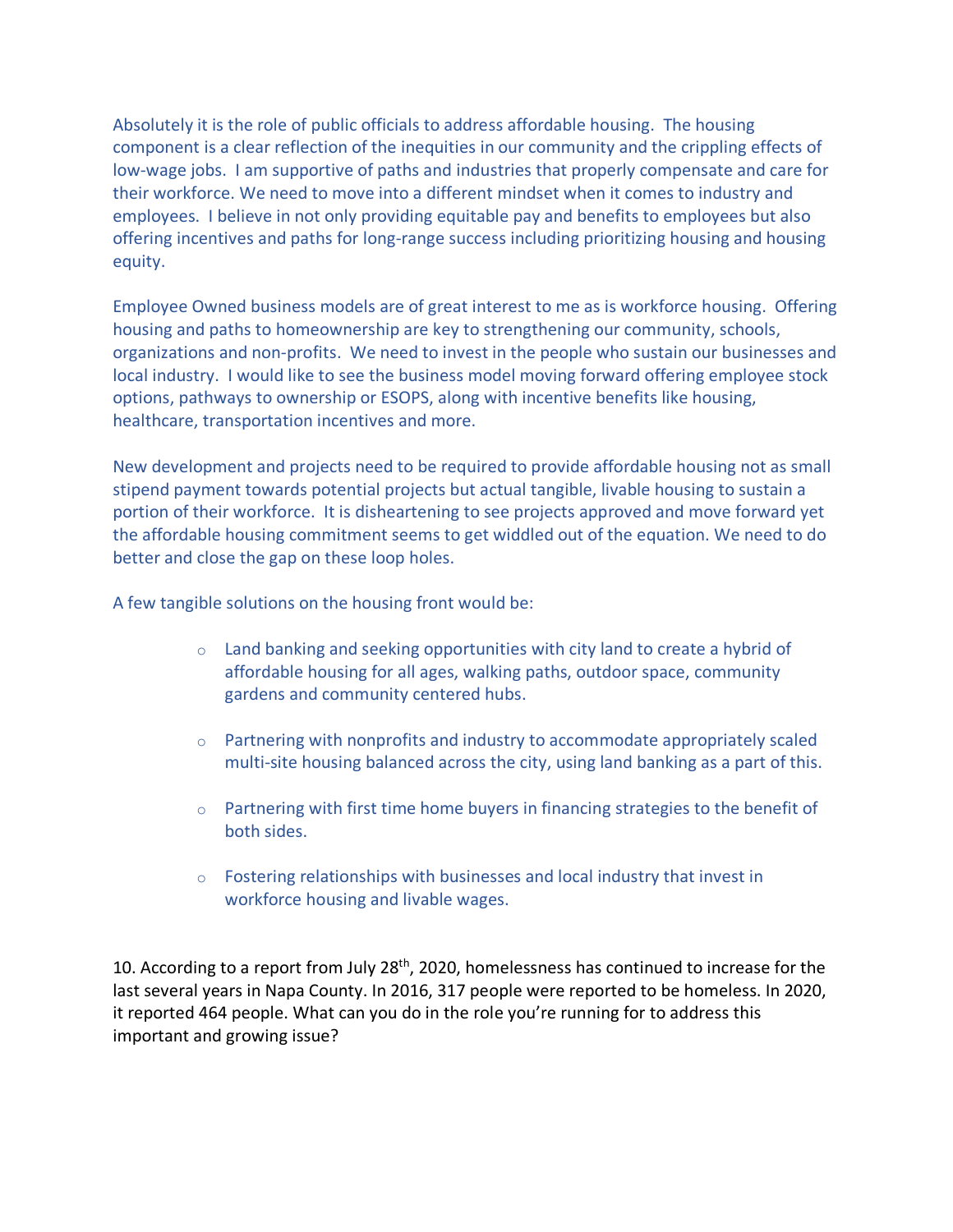Absolutely it is the role of public officials to address affordable housing. The housing component is a clear reflection of the inequities in our community and the crippling effects of low-wage jobs. I am supportive of paths and industries that properly compensate and care for their workforce. We need to move into a different mindset when it comes to industry and employees. I believe in not only providing equitable pay and benefits to employees but also offering incentives and paths for long-range success including prioritizing housing and housing equity.

Employee Owned business models are of great interest to me as is workforce housing. Offering housing and paths to homeownership are key to strengthening our community, schools, organizations and non-profits. We need to invest in the people who sustain our businesses and local industry. I would like to see the business model moving forward offering employee stock options, pathways to ownership or ESOPS, along with incentive benefits like housing, healthcare, transportation incentives and more.

New development and projects need to be required to provide affordable housing not as small stipend payment towards potential projects but actual tangible, livable housing to sustain a portion of their workforce. It is disheartening to see projects approved and move forward yet the affordable housing commitment seems to get widdled out of the equation. We need to do better and close the gap on these loop holes.

A few tangible solutions on the housing front would be:

- Land banking and seeking opportunities with city land to create a hybrid of affordable housing for all ages, walking paths, outdoor space, community gardens and community centered hubs.
- Partnering with nonprofits and industry to accommodate appropriately scaled multi-site housing balanced across the city, using land banking as a part of this.
- Partnering with first time home buyers in financing strategies to the benefit of both sides.
- Fostering relationships with businesses and local industry that invest in workforce housing and livable wages.

10. According to a report from July 28th, 2020, homelessness has continued to increase for the last several years in Napa County. In 2016, 317 people were reported to be homeless. In 2020, it reported 464 people. What can you do in the role you're running for to address this important and growing issue?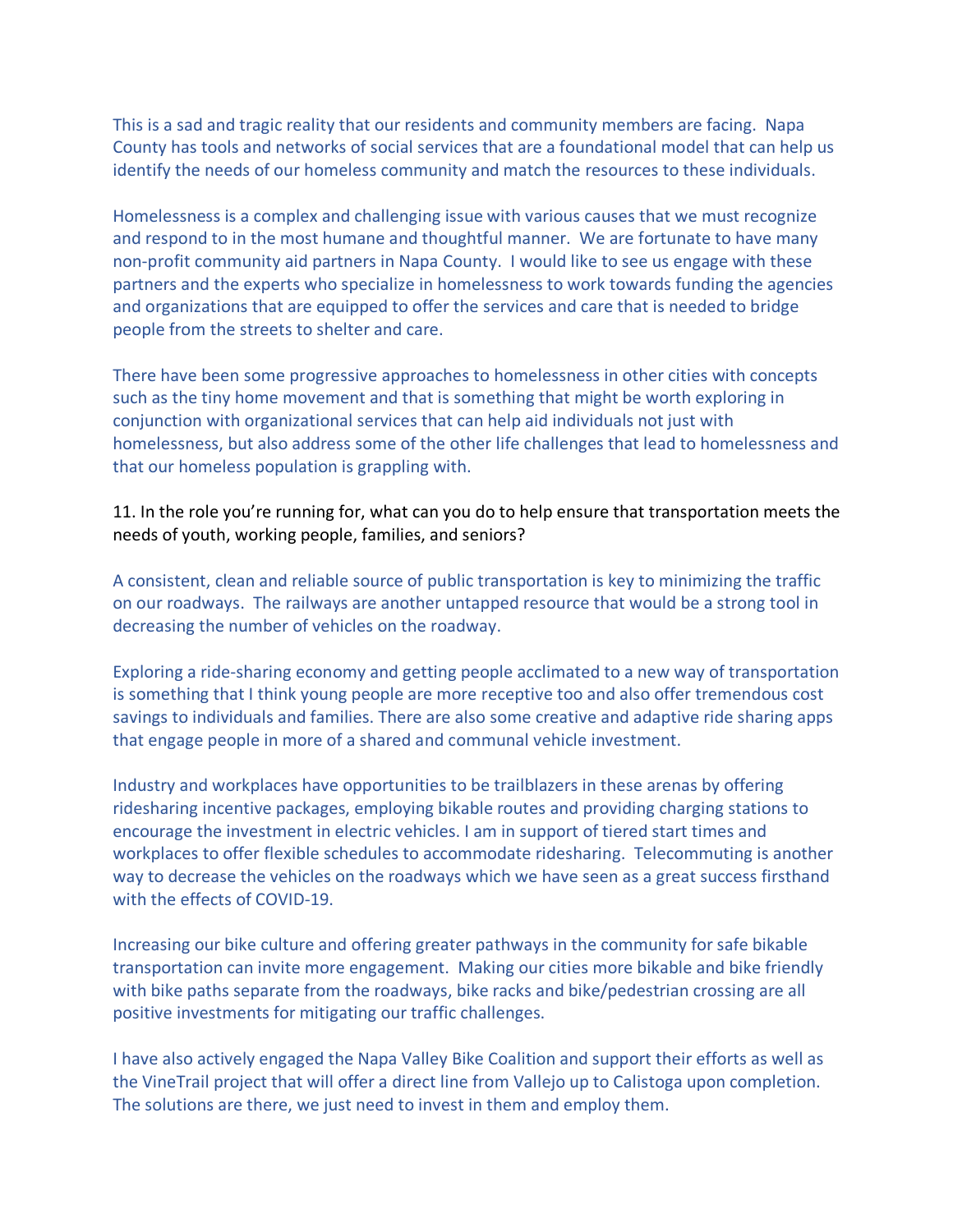This is a sad and tragic reality that our residents and community members are facing. Napa County has tools and networks of social services that are a foundational model that can help us identify the needs of our homeless community and match the resources to these individuals.

Homelessness is a complex and challenging issue with various causes that we must recognize and respond to in the most humane and thoughtful manner. We are fortunate to have many non-profit community aid partners in Napa County. I would like to see us engage with these partners and the experts who specialize in homelessness to work towards funding the agencies and organizations that are equipped to offer the services and care that is needed to bridge people from the streets to shelter and care.

There have been some progressive approaches to homelessness in other cities with concepts such as the tiny home movement and that is something that might be worth exploring in conjunction with organizational services that can help aid individuals not just with homelessness, but also address some of the other life challenges that lead to homelessness and that our homeless population is grappling with.

11. In the role you're running for, what can you do to help ensure that transportation meets the needs of youth, working people, families, and seniors?

A consistent, clean and reliable source of public transportation is key to minimizing the traffic on our roadways. The railways are another untapped resource that would be a strong tool in decreasing the number of vehicles on the roadway.

Exploring a ride-sharing economy and getting people acclimated to a new way of transportation is something that I think young people are more receptive too and also offer tremendous cost savings to individuals and families. There are also some creative and adaptive ride sharing apps that engage people in more of a shared and communal vehicle investment.

Industry and workplaces have opportunities to be trailblazers in these arenas by offering ridesharing incentive packages, employing bikable routes and providing charging stations to encourage the investment in electric vehicles. I am in support of tiered start times and workplaces to offer flexible schedules to accommodate ridesharing. Telecommuting is another way to decrease the vehicles on the roadways which we have seen as a great success firsthand with the effects of COVID-19.

Increasing our bike culture and offering greater pathways in the community for safe bikable transportation can invite more engagement. Making our cities more bikable and bike friendly with bike paths separate from the roadways, bike racks and bike/pedestrian crossing are all positive investments for mitigating our traffic challenges.

I have also actively engaged the Napa Valley Bike Coalition and support their efforts as well as the VineTrail project that will offer a direct line from Vallejo up to Calistoga upon completion. The solutions are there, we just need to invest in them and employ them.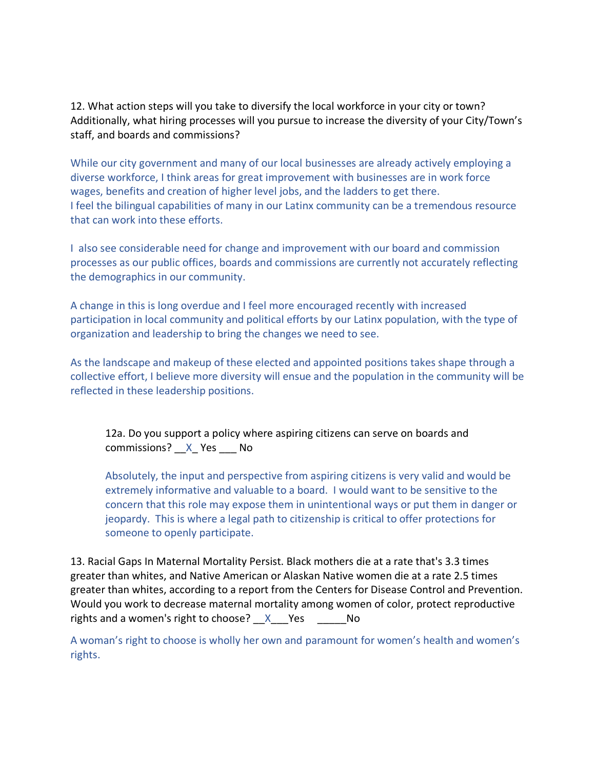12. What action steps will you take to diversify the local workforce in your city or town? Additionally, what hiring processes will you pursue to increase the diversity of your City/Town's staff, and boards and commissions?

While our city government and many of our local businesses are already actively employing a diverse workforce, I think areas for great improvement with businesses are in work force wages, benefits and creation of higher level jobs, and the ladders to get there.
I feel the bilingual capabilities of many in our Latinx community can be a tremendous resource that can work into these efforts.

I also see considerable need for change and improvement with our board and commission processes as our public offices, boards and commissions are currently not accurately reflecting the demographics in our community.

A change in this is long overdue and I feel more encouraged recently with increased participation in local community and political efforts by our Latinx population, with the type of organization and leadership to bring the changes we need to see.

As the landscape and makeup of these elected and appointed positions takes shape through a collective effort, I believe more diversity will ensue and the population in the community will be reflected in these leadership positions.

> 12a. Do you support a policy where aspiring citizens can serve on boards and commissions? __X_ Yes ___ No
>
> Absolutely, the input and perspective from aspiring citizens is very valid and would be extremely informative and valuable to a board. I would want to be sensitive to the concern that this role may expose them in unintentional ways or put them in danger or jeopardy. This is where a legal path to citizenship is critical to offer protections for someone to openly participate.

13. Racial Gaps In Maternal Mortality Persist. Black mothers die at a rate that's 3.3 times greater than whites, and Native American or Alaskan Native women die at a rate 2.5 times greater than whites, according to a report from the Centers for Disease Control and Prevention. Would you work to decrease maternal mortality among women of color, protect reproductive rights and a women's right to choose? __X___Yes _____No

A woman's right to choose is wholly her own and paramount for women's health and women's rights.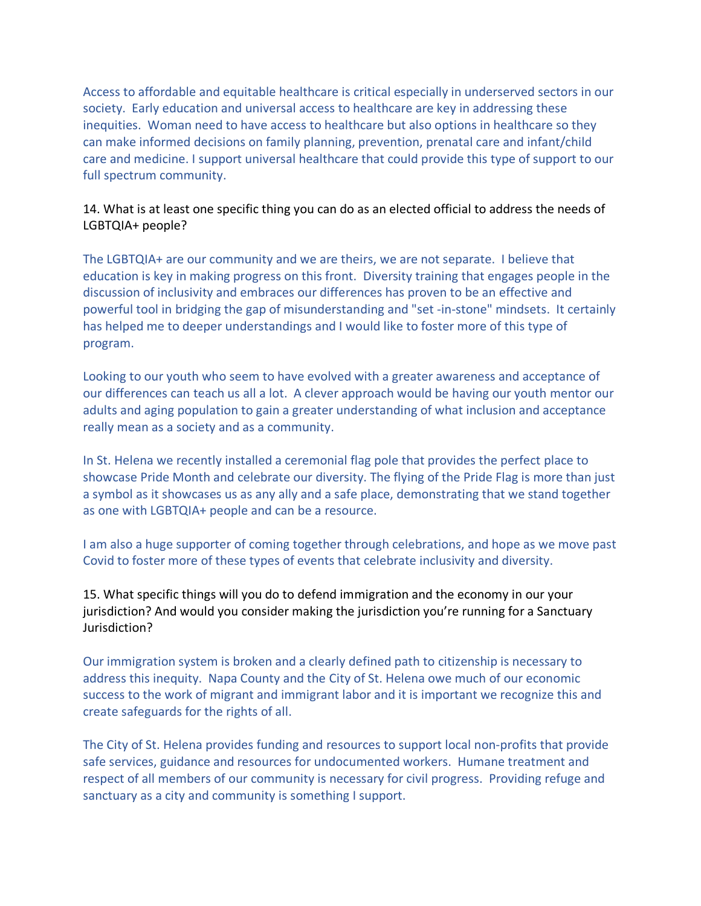Access to affordable and equitable healthcare is critical especially in underserved sectors in our society. Early education and universal access to healthcare are key in addressing these inequities. Woman need to have access to healthcare but also options in healthcare so they can make informed decisions on family planning, prevention, prenatal care and infant/child care and medicine. I support universal healthcare that could provide this type of support to our full spectrum community.

14. What is at least one specific thing you can do as an elected official to address the needs of LGBTQIA+ people?

The LGBTQIA+ are our community and we are theirs, we are not separate. I believe that education is key in making progress on this front. Diversity training that engages people in the discussion of inclusivity and embraces our differences has proven to be an effective and powerful tool in bridging the gap of misunderstanding and "set -in-stone" mindsets. It certainly has helped me to deeper understandings and I would like to foster more of this type of program.

Looking to our youth who seem to have evolved with a greater awareness and acceptance of our differences can teach us all a lot. A clever approach would be having our youth mentor our adults and aging population to gain a greater understanding of what inclusion and acceptance really mean as a society and as a community.

In St. Helena we recently installed a ceremonial flag pole that provides the perfect place to showcase Pride Month and celebrate our diversity. The flying of the Pride Flag is more than just a symbol as it showcases us as any ally and a safe place, demonstrating that we stand together as one with LGBTQIA+ people and can be a resource.

I am also a huge supporter of coming together through celebrations, and hope as we move past Covid to foster more of these types of events that celebrate inclusivity and diversity.

15. What specific things will you do to defend immigration and the economy in our your jurisdiction? And would you consider making the jurisdiction you're running for a Sanctuary Jurisdiction?

Our immigration system is broken and a clearly defined path to citizenship is necessary to address this inequity. Napa County and the City of St. Helena owe much of our economic success to the work of migrant and immigrant labor and it is important we recognize this and create safeguards for the rights of all.

The City of St. Helena provides funding and resources to support local non-profits that provide safe services, guidance and resources for undocumented workers. Humane treatment and respect of all members of our community is necessary for civil progress. Providing refuge and sanctuary as a city and community is something I support.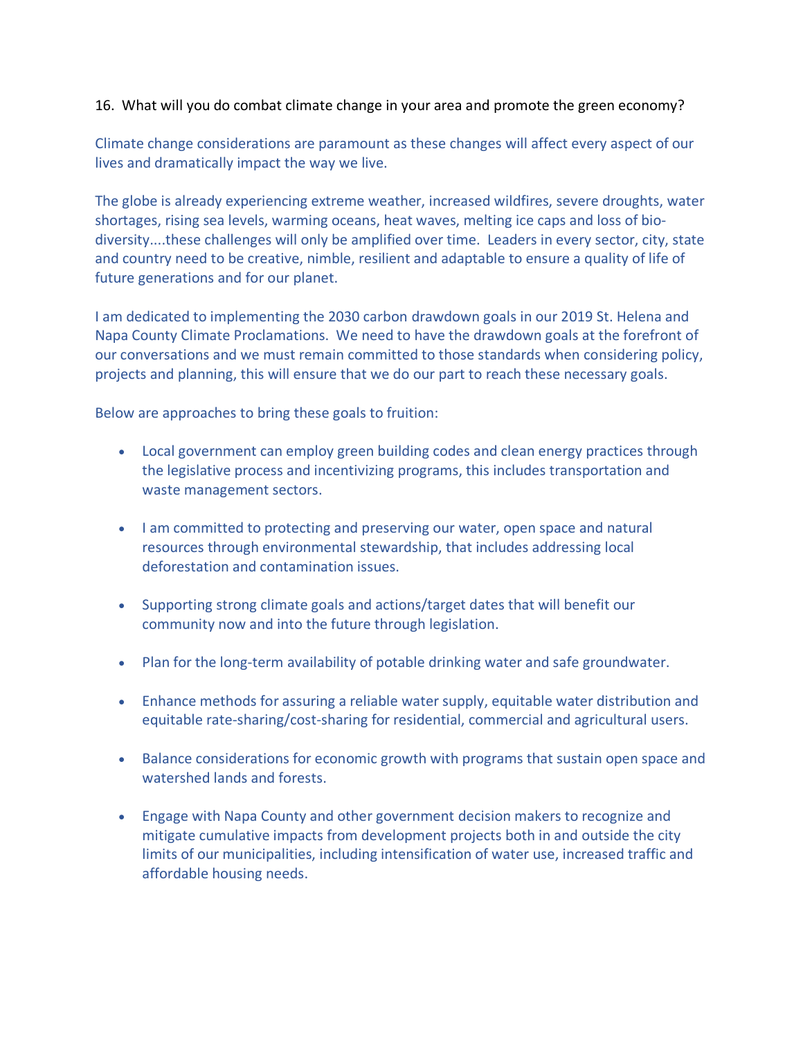16. What will you do combat climate change in your area and promote the green economy?

Climate change considerations are paramount as these changes will affect every aspect of our lives and dramatically impact the way we live.

The globe is already experiencing extreme weather, increased wildfires, severe droughts, water shortages, rising sea levels, warming oceans, heat waves, melting ice caps and loss of bio-diversity....these challenges will only be amplified over time. Leaders in every sector, city, state and country need to be creative, nimble, resilient and adaptable to ensure a quality of life of future generations and for our planet.

I am dedicated to implementing the 2030 carbon drawdown goals in our 2019 St. Helena and Napa County Climate Proclamations. We need to have the drawdown goals at the forefront of our conversations and we must remain committed to those standards when considering policy, projects and planning, this will ensure that we do our part to reach these necessary goals.

Below are approaches to bring these goals to fruition:

- Local government can employ green building codes and clean energy practices through the legislative process and incentivizing programs, this includes transportation and waste management sectors.
- I am committed to protecting and preserving our water, open space and natural resources through environmental stewardship, that includes addressing local deforestation and contamination issues.
- Supporting strong climate goals and actions/target dates that will benefit our community now and into the future through legislation.
- Plan for the long-term availability of potable drinking water and safe groundwater.
- Enhance methods for assuring a reliable water supply, equitable water distribution and equitable rate-sharing/cost-sharing for residential, commercial and agricultural users.
- Balance considerations for economic growth with programs that sustain open space and watershed lands and forests.
- Engage with Napa County and other government decision makers to recognize and mitigate cumulative impacts from development projects both in and outside the city limits of our municipalities, including intensification of water use, increased traffic and affordable housing needs.